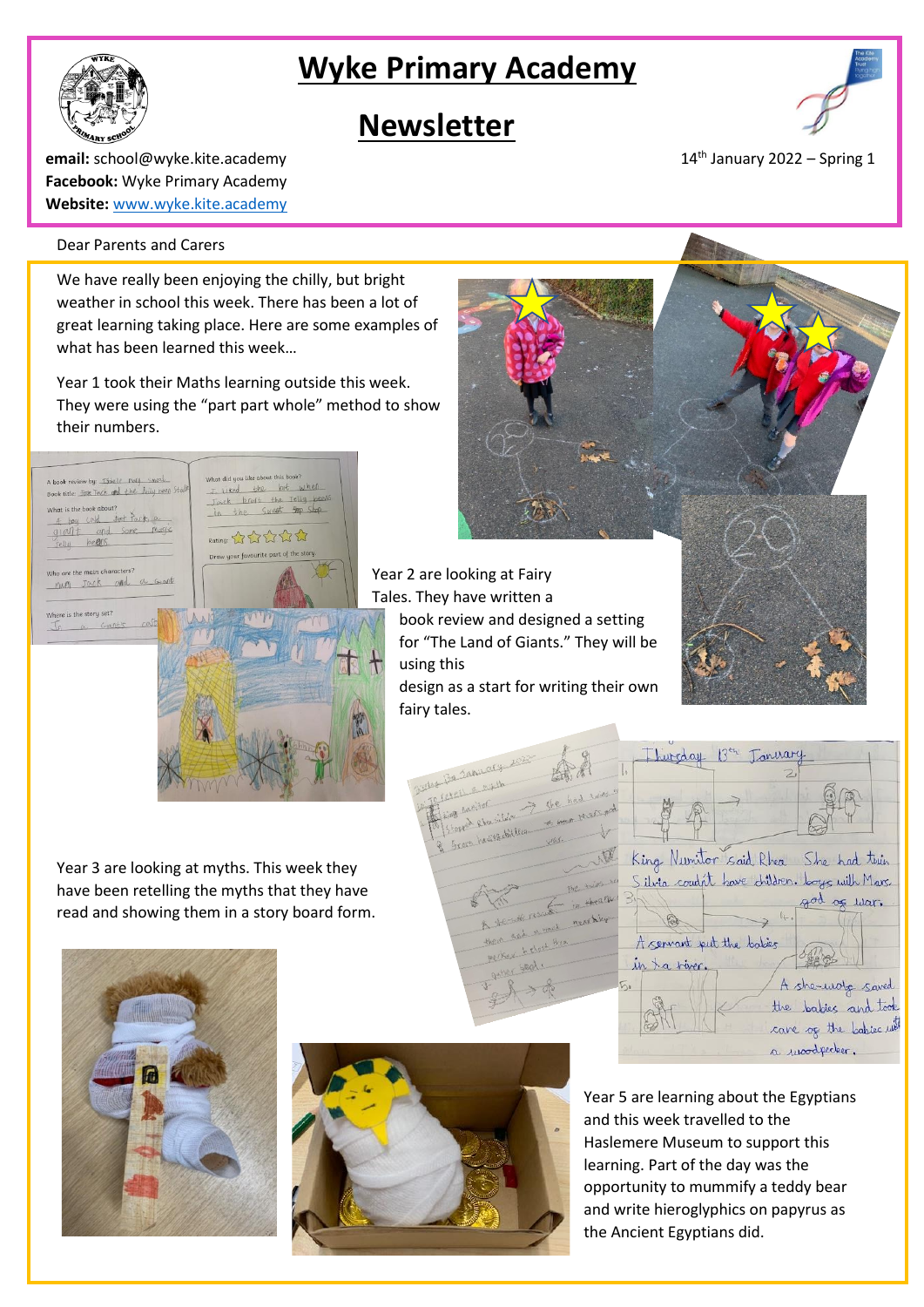# Wyke Primary Academy

## Newsletter

**email:** school@wyke.kite.academy
**Facebook:** Wyke Primary Academy
**Website:** [www.wyke.kite.academy](http://www.wyke.kite.academy)

14th January 2022 – Spring 1

Dear Parents and Carers

We have really been enjoying the chilly, but bright weather in school this week. There has been a lot of great learning taking place. Here are some examples of what has been learned this week…

Year 1 took their Maths learning outside this week. They were using the "part part whole" method to show their numbers.

Year 2 are looking at Fairy Tales. They have written a book review and designed a setting for "The Land of Giants." They will be using this design as a start for writing their own fairy tales.

Year 3 are looking at myths. This week they have been retelling the myths that they have read and showing them in a story board form.

Year 5 are learning about the Egyptians and this week travelled to the Haslemere Museum to support this learning. Part of the day was the opportunity to mummify a teddy bear and write hieroglyphics on papyrus as the Ancient Egyptians did.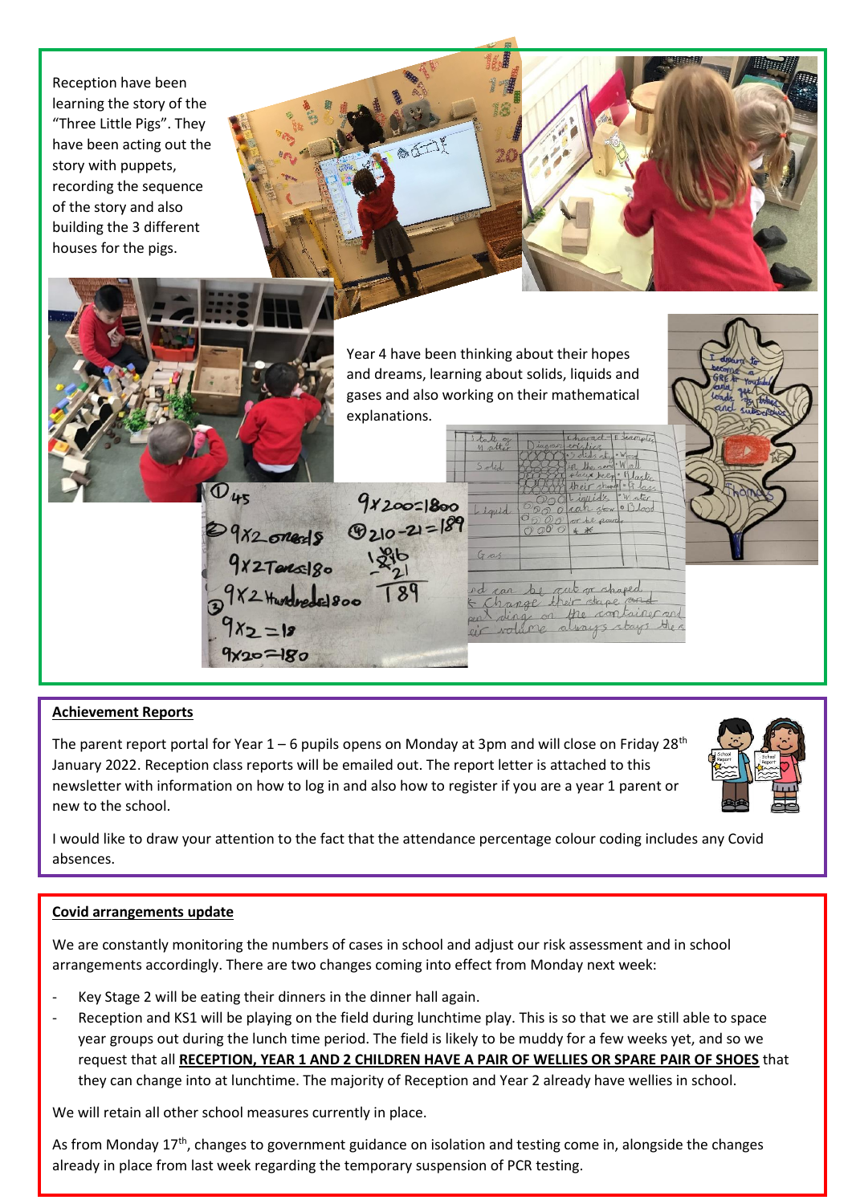Reception have been learning the story of the "Three Little Pigs". They have been acting out the story with puppets, recording the sequence of the story and also building the 3 different houses for the pigs.

Year 4 have been thinking about their hopes and dreams, learning about solids, liquids and gases and also working on their mathematical explanations.

**Achievement Reports**

The parent report portal for Year 1 – 6 pupils opens on Monday at 3pm and will close on Friday 28th January 2022. Reception class reports will be emailed out. The report letter is attached to this newsletter with information on how to log in and also how to register if you are a year 1 parent or new to the school.

I would like to draw your attention to the fact that the attendance percentage colour coding includes any Covid absences.

**Covid arrangements update**

We are constantly monitoring the numbers of cases in school and adjust our risk assessment and in school arrangements accordingly. There are two changes coming into effect from Monday next week:

- Key Stage 2 will be eating their dinners in the dinner hall again.
- Reception and KS1 will be playing on the field during lunchtime play. This is so that we are still able to space year groups out during the lunch time period. The field is likely to be muddy for a few weeks yet, and so we request that all **RECEPTION, YEAR 1 AND 2 CHILDREN HAVE A PAIR OF WELLIES OR SPARE PAIR OF SHOES** that they can change into at lunchtime. The majority of Reception and Year 2 already have wellies in school.

We will retain all other school measures currently in place.

As from Monday 17th, changes to government guidance on isolation and testing come in, alongside the changes already in place from last week regarding the temporary suspension of PCR testing.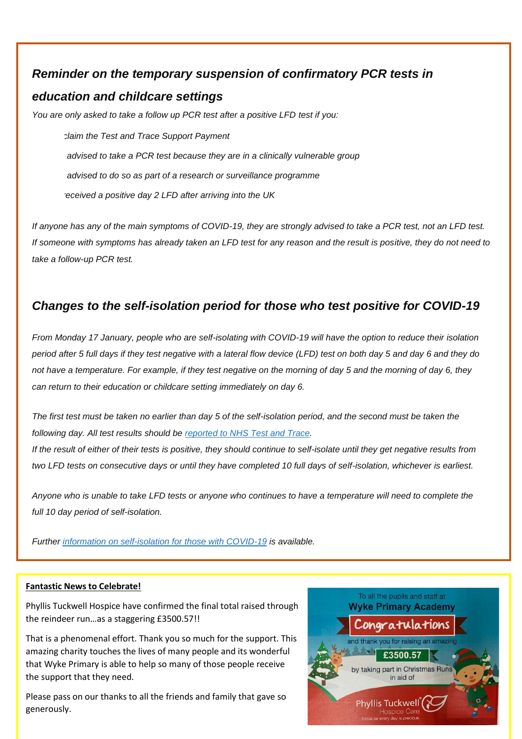## *Reminder on the temporary suspension of confirmatory PCR tests in education and childcare settings*

*You are only asked to take a follow up PCR test after a positive LFD test if you:*

- *claim the Test and Trace Support Payment*
- *advised to take a PCR test because they are in a clinically vulnerable group*
- *advised to do so as part of a research or surveillance programme*
- *received a positive day 2 LFD after arriving into the UK*

*If anyone has any of the main symptoms of COVID-19, they are strongly advised to take a PCR test, not an LFD test. If someone with symptoms has already taken an LFD test for any reason and the result is positive, they do not need to take a follow-up PCR test.*

## *Changes to the self-isolation period for those who test positive for COVID-19*

*From Monday 17 January, people who are self-isolating with COVID-19 will have the option to reduce their isolation period after 5 full days if they test negative with a lateral flow device (LFD) test on both day 5 and day 6 and they do not have a temperature. For example, if they test negative on the morning of day 5 and the morning of day 6, they can return to their education or childcare setting immediately on day 6.*

*The first test must be taken no earlier than day 5 of the self-isolation period, and the second must be taken the following day. All test results should be reported to NHS Test and Trace.*

*If the result of either of their tests is positive, they should continue to self-isolate until they get negative results from two LFD tests on consecutive days or until they have completed 10 full days of self-isolation, whichever is earliest.*

*Anyone who is unable to take LFD tests or anyone who continues to have a temperature will need to complete the full 10 day period of self-isolation.*

*Further information on self-isolation for those with COVID-19 is available.*

**Fantastic News to Celebrate!**

Phyllis Tuckwell Hospice have confirmed the final total raised through the reindeer run…as a staggering £3500.57!!

That is a phenomenal effort. Thank you so much for the support. This amazing charity touches the lives of many people and its wonderful that Wyke Primary is able to help so many of those people receive the support that they need.

Please pass on our thanks to all the friends and family that gave so generously.

To all the pupils and staff at **Wyke Primary Academy**

Congratulations

and thank you for raising an amazing

**£3500.57**

by taking part in Christmas Runs in aid of

Phyllis Tuckwell Hospice Care

…because every day is precious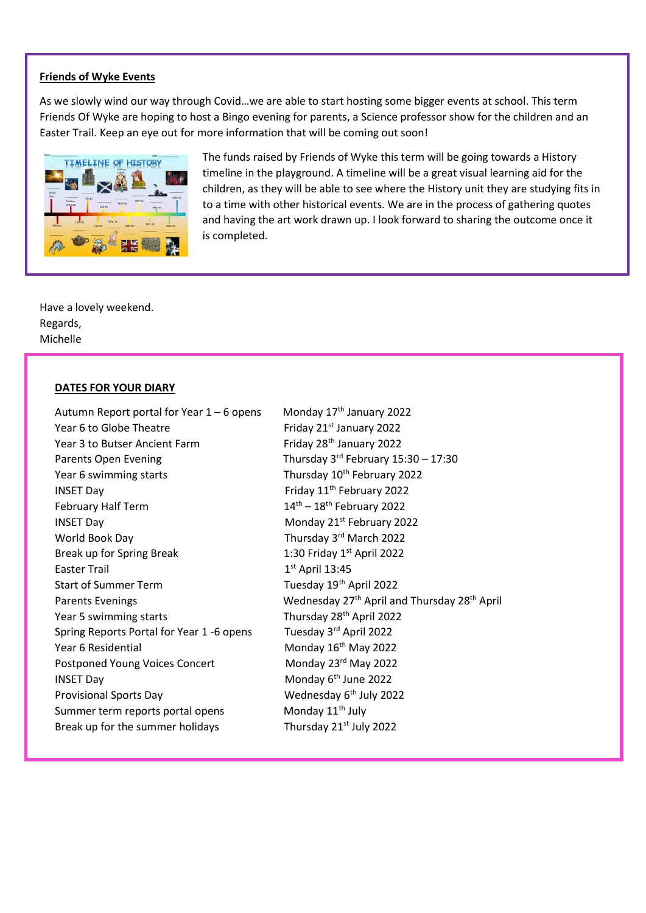**Friends of Wyke Events**

As we slowly wind our way through Covid…we are able to start hosting some bigger events at school. This term Friends Of Wyke are hoping to host a Bingo evening for parents, a Science professor show for the children and an Easter Trail. Keep an eye out for more information that will be coming out soon!

The funds raised by Friends of Wyke this term will be going towards a History timeline in the playground. A timeline will be a great visual learning aid for the children, as they will be able to see where the History unit they are studying fits in to a time with other historical events. We are in the process of gathering quotes and having the art work drawn up. I look forward to sharing the outcome once it is completed.

Have a lovely weekend.
Regards,
Michelle

**DATES FOR YOUR DIARY**

| | |
|---|---|
| Autumn Report portal for Year 1 – 6 opens | Monday 17th January 2022 |
| Year 6 to Globe Theatre | Friday 21st January 2022 |
| Year 3 to Butser Ancient Farm | Friday 28th January 2022 |
| Parents Open Evening | Thursday 3rd February 15:30 – 17:30 |
| Year 6 swimming starts | Thursday 10th February 2022 |
| INSET Day | Friday 11th February 2022 |
| February Half Term | 14th – 18th February 2022 |
| INSET Day | Monday 21st February 2022 |
| World Book Day | Thursday 3rd March 2022 |
| Break up for Spring Break | 1:30 Friday 1st April 2022 |
| Easter Trail | 1st April 13:45 |
| Start of Summer Term | Tuesday 19th April 2022 |
| Parents Evenings | Wednesday 27th April and Thursday 28th April |
| Year 5 swimming starts | Thursday 28th April 2022 |
| Spring Reports Portal for Year 1 -6 opens | Tuesday 3rd April 2022 |
| Year 6 Residential | Monday 16th May 2022 |
| Postponed Young Voices Concert | Monday 23rd May 2022 |
| INSET Day | Monday 6th June 2022 |
| Provisional Sports Day | Wednesday 6th July 2022 |
| Summer term reports portal opens | Monday 11th July |
| Break up for the summer holidays | Thursday 21st July 2022 |